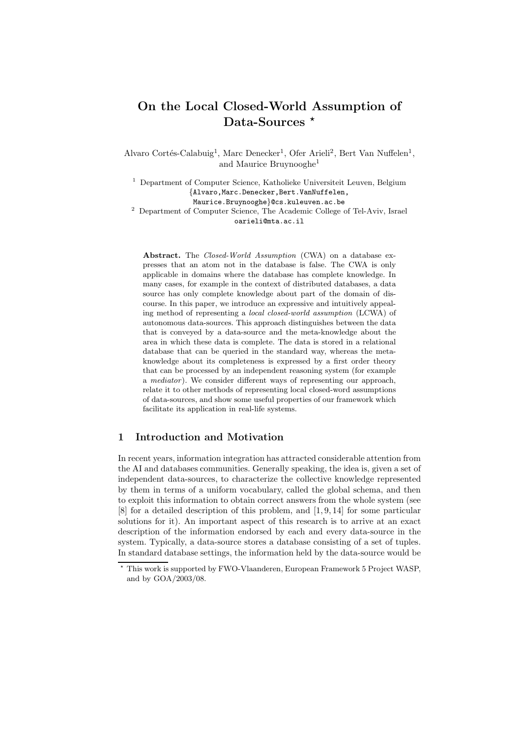# On the Local Closed-World Assumption of Data-Sources ⋆

Alvaro Cortés-Calabuig[1], Marc Denecker[1], Ofer Arieli[2], Bert Van Nuffelen[1], and Maurice Bruynooghe[1]

[1] Department of Computer Science, Katholieke Universiteit Leuven, Belgium
{Alvaro,Marc.Denecker,Bert.VanNuffelen,
Maurice.Bruynooghe}@cs.kuleuven.ac.be

[2] Department of Computer Science, The Academic College of Tel-Aviv, Israel
oarieli@mta.ac.il

**Abstract.** The *Closed-World Assumption* (CWA) on a database expresses that an atom not in the database is false. The CWA is only applicable in domains where the database has complete knowledge. In many cases, for example in the context of distributed databases, a data source has only complete knowledge about part of the domain of discourse. In this paper, we introduce an expressive and intuitively appealing method of representing a *local closed-world assumption* (LCWA) of autonomous data-sources. This approach distinguishes between the data that is conveyed by a data-source and the meta-knowledge about the area in which these data is complete. The data is stored in a relational database that can be queried in the standard way, whereas the meta-knowledge about its completeness is expressed by a first order theory that can be processed by an independent reasoning system (for example a *mediator*). We consider different ways of representing our approach, relate it to other methods of representing local closed-word assumptions of data-sources, and show some useful properties of our framework which facilitate its application in real-life systems.

## 1 Introduction and Motivation

In recent years, information integration has attracted considerable attention from the AI and databases communities. Generally speaking, the idea is, given a set of independent data-sources, to characterize the collective knowledge represented by them in terms of a uniform vocabulary, called the global schema, and then to exploit this information to obtain correct answers from the whole system (see [8] for a detailed description of this problem, and [1, 9, 14] for some particular solutions for it). An important aspect of this research is to arrive at an exact description of the information endorsed by each and every data-source in the system. Typically, a data-source stores a database consisting of a set of tuples. In standard database settings, the information held by the data-source would be

⋆ This work is supported by FWO-Vlaanderen, European Framework 5 Project WASP, and by GOA/2003/08.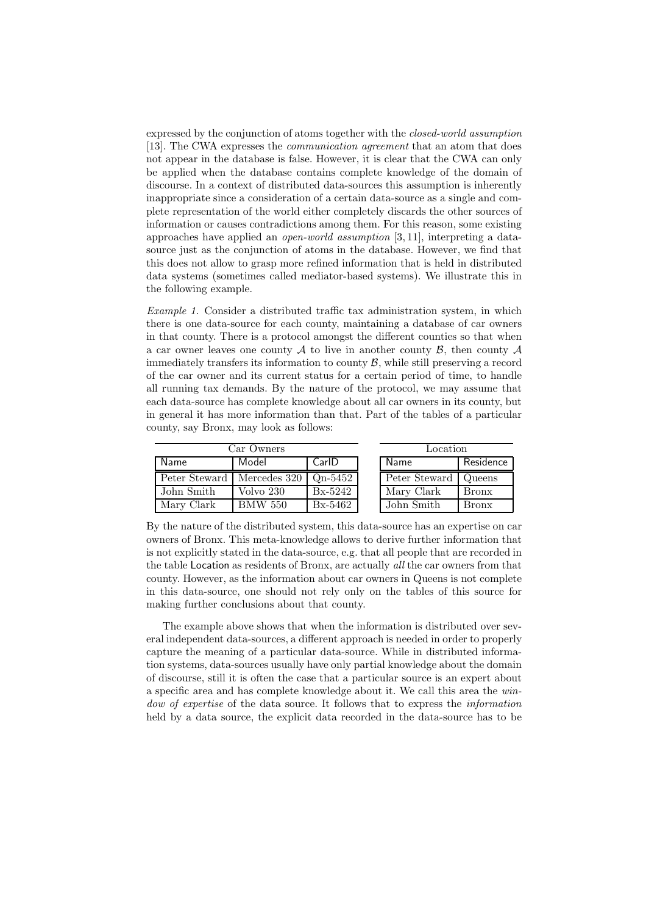expressed by the conjunction of atoms together with the *closed-world assumption* [13]. The CWA expresses the *communication agreement* that an atom that does not appear in the database is false. However, it is clear that the CWA can only be applied when the database contains complete knowledge of the domain of discourse. In a context of distributed data-sources this assumption is inherently inappropriate since a consideration of a certain data-source as a single and complete representation of the world either completely discards the other sources of information or causes contradictions among them. For this reason, some existing approaches have applied an *open-world assumption* [3, 11], interpreting a data-source just as the conjunction of atoms in the database. However, we find that this does not allow to grasp more refined information that is held in distributed data systems (sometimes called mediator-based systems). We illustrate this in the following example.

*Example 1.* Consider a distributed traffic tax administration system, in which there is one data-source for each county, maintaining a database of car owners in that county. There is a protocol amongst the different counties so that when a car owner leaves one county $\mathcal{A}$ to live in another county $\mathcal{B}$, then county $\mathcal{A}$ immediately transfers its information to county $\mathcal{B}$, while still preserving a record of the car owner and its current status for a certain period of time, to handle all running tax demands. By the nature of the protocol, we may assume that each data-source has complete knowledge about all car owners in its county, but in general it has more information than that. Part of the tables of a particular county, say Bronx, may look as follows:

Car Owners

| Name | Model | CarID |
|---|---|---|
| Peter Steward | Mercedes 320 | Qn-5452 |
| John Smith | Volvo 230 | Bx-5242 |
| Mary Clark | BMW 550 | Bx-5462 |

Location

| Name | Residence |
|---|---|
| Peter Steward | Queens |
| Mary Clark | Bronx |
| John Smith | Bronx |

By the nature of the distributed system, this data-source has an expertise on car owners of Bronx. This meta-knowledge allows to derive further information that is not explicitly stated in the data-source, e.g. that all people that are recorded in the table Location as residents of Bronx, are actually *all* the car owners from that county. However, as the information about car owners in Queens is not complete in this data-source, one should not rely only on the tables of this source for making further conclusions about that county.

The example above shows that when the information is distributed over several independent data-sources, a different approach is needed in order to properly capture the meaning of a particular data-source. While in distributed information systems, data-sources usually have only partial knowledge about the domain of discourse, still it is often the case that a particular source is an expert about a specific area and has complete knowledge about it. We call this area the *window of expertise* of the data source. It follows that to express the *information* held by a data source, the explicit data recorded in the data-source has to be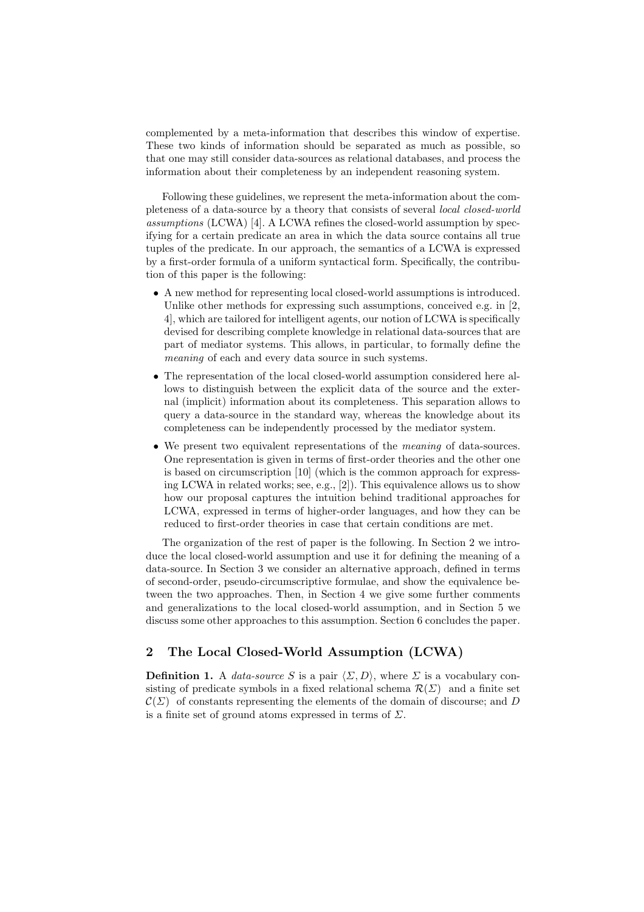complemented by a meta-information that describes this window of expertise. These two kinds of information should be separated as much as possible, so that one may still consider data-sources as relational databases, and process the information about their completeness by an independent reasoning system.

Following these guidelines, we represent the meta-information about the completeness of a data-source by a theory that consists of several *local closed-world assumptions* (LCWA) [4]. A LCWA refines the closed-world assumption by specifying for a certain predicate an area in which the data source contains all true tuples of the predicate. In our approach, the semantics of a LCWA is expressed by a first-order formula of a uniform syntactical form. Specifically, the contribution of this paper is the following:

- A new method for representing local closed-world assumptions is introduced. Unlike other methods for expressing such assumptions, conceived e.g. in [2, 4], which are tailored for intelligent agents, our notion of LCWA is specifically devised for describing complete knowledge in relational data-sources that are part of mediator systems. This allows, in particular, to formally define the *meaning* of each and every data source in such systems.
- The representation of the local closed-world assumption considered here allows to distinguish between the explicit data of the source and the external (implicit) information about its completeness. This separation allows to query a data-source in the standard way, whereas the knowledge about its completeness can be independently processed by the mediator system.
- We present two equivalent representations of the *meaning* of data-sources. One representation is given in terms of first-order theories and the other one is based on circumscription [10] (which is the common approach for expressing LCWA in related works; see, e.g., [2]). This equivalence allows us to show how our proposal captures the intuition behind traditional approaches for LCWA, expressed in terms of higher-order languages, and how they can be reduced to first-order theories in case that certain conditions are met.

The organization of the rest of paper is the following. In Section 2 we introduce the local closed-world assumption and use it for defining the meaning of a data-source. In Section 3 we consider an alternative approach, defined in terms of second-order, pseudo-circumscriptive formulae, and show the equivalence between the two approaches. Then, in Section 4 we give some further comments and generalizations to the local closed-world assumption, and in Section 5 we discuss some other approaches to this assumption. Section 6 concludes the paper.

## 2 The Local Closed-World Assumption (LCWA)

**Definition 1.** A *data-source* $S$ is a pair $\langle \Sigma, D \rangle$, where $\Sigma$ is a vocabulary consisting of predicate symbols in a fixed relational schema $\mathcal{R}(\Sigma)$ and a finite set $\mathcal{C}(\Sigma)$ of constants representing the elements of the domain of discourse; and $D$ is a finite set of ground atoms expressed in terms of $\Sigma$.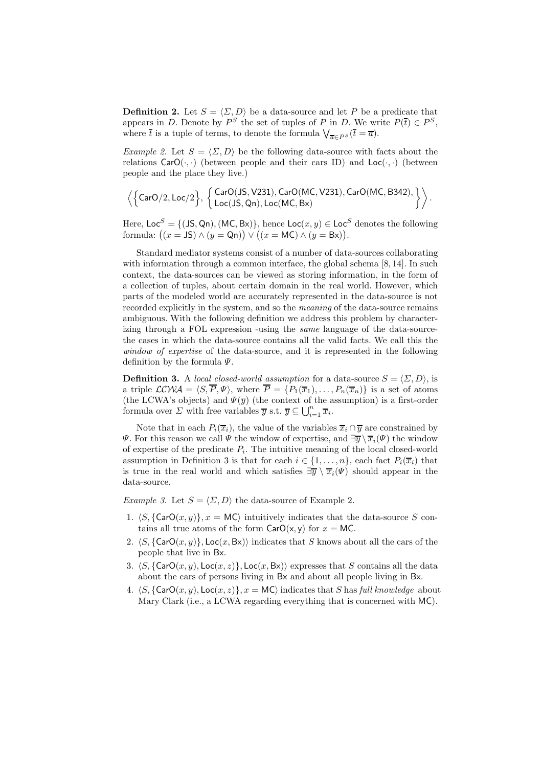**Definition 2.** Let $S = \langle \Sigma, D \rangle$ be a data-source and let $P$ be a predicate that appears in $D$. Denote by $P^S$ the set of tuples of $P$ in $D$. We write $P(\overline{t}) \in P^S$, where $\overline{t}$ is a tuple of terms, to denote the formula $\bigvee_{\overline{a} \in P^S}(\overline{t} = \overline{a})$.

*Example 2.* Let $S = \langle \Sigma, D \rangle$ be the following data-source with facts about the relations $\mathsf{CarO}(\cdot,\cdot)$ (between people and their cars ID) and $\mathsf{Loc}(\cdot,\cdot)$ (between people and the place they live.)

$$\left\langle \left\{ \mathsf{CarO}/2, \mathsf{Loc}/2 \right\}, \left\{ \begin{array}{l} \mathsf{CarO}(\mathsf{JS}, \mathsf{V231}), \mathsf{CarO}(\mathsf{MC}, \mathsf{V231}), \mathsf{CarO}(\mathsf{MC}, \mathsf{B342}), \\ \mathsf{Loc}(\mathsf{JS}, \mathsf{Qn}), \mathsf{Loc}(\mathsf{MC}, \mathsf{Bx}) \end{array} \right\} \right\rangle.$$

Here, $\mathsf{Loc}^S = \{(\mathsf{JS}, \mathsf{Qn}), (\mathsf{MC}, \mathsf{Bx})\}$, hence $\mathsf{Loc}(x, y) \in \mathsf{Loc}^S$ denotes the following formula: $\big((x = \mathsf{JS}) \wedge (y = \mathsf{Qn})\big) \vee \big((x = \mathsf{MC}) \wedge (y = \mathsf{Bx})\big)$.

Standard mediator systems consist of a number of data-sources collaborating with information through a common interface, the global schema [8, 14]. In such context, the data-sources can be viewed as storing information, in the form of a collection of tuples, about certain domain in the real world. However, which parts of the modeled world are accurately represented in the data-source is not recorded explicitly in the system, and so the *meaning* of the data-source remains ambiguous. With the following definition we address this problem by characterizing through a FOL expression -using the *same* language of the data-source- the cases in which the data-source contains all the valid facts. We call this the *window of expertise* of the data-source, and it is represented in the following definition by the formula $\Psi$.

**Definition 3.** A *local closed-world assumption* for a data-source $S = \langle \Sigma, D \rangle$, is a triple $\mathcal{LCWA} = \langle S, \overline{P}, \Psi \rangle$, where $\overline{P} = \{P_1(\overline{x}_1), \ldots, P_n(\overline{x}_n)\}$ is a set of atoms (the LCWA's objects) and $\Psi(\overline{y})$ (the context of the assumption) is a first-order formula over $\Sigma$ with free variables $\overline{y}$ s.t. $\overline{y} \subseteq \bigcup_{i=1}^{n} \overline{x}_i$.

Note that in each $P_i(\overline{x}_i)$, the value of the variables $\overline{x}_i \cap \overline{y}$ are constrained by $\Psi$. For this reason we call $\Psi$ the window of expertise, and $\exists \overline{y} \setminus \overline{x}_i(\Psi)$ the window of expertise of the predicate $P_i$. The intuitive meaning of the local closed-world assumption in Definition 3 is that for each $i \in \{1, \ldots, n\}$, each fact $P_i(\overline{x}_i)$ that is true in the real world and which satisfies $\exists \overline{y} \setminus \overline{x}_i(\Psi)$ should appear in the data-source.

*Example 3.* Let $S = \langle \Sigma, D \rangle$ the data-source of Example 2.

1. $\langle S, \{\mathsf{CarO}(x, y)\}, x = \mathsf{MC} \rangle$ intuitively indicates that the data-source $S$ contains all true atoms of the form $\mathsf{CarO(x, y)}$ for $x = \mathsf{MC}$.
2. $\langle S, \{\mathsf{CarO}(x, y)\}, \mathsf{Loc}(x, \mathsf{Bx}) \rangle$ indicates that $S$ knows about all the cars of the people that live in $\mathsf{Bx}$.
3. $\langle S, \{\mathsf{CarO}(x, y), \mathsf{Loc}(x, z)\}, \mathsf{Loc}(x, \mathsf{Bx}) \rangle$ expresses that $S$ contains all the data about the cars of persons living in $\mathsf{Bx}$ and about all people living in $\mathsf{Bx}$.
4. $\langle S, \{\mathsf{CarO}(x, y), \mathsf{Loc}(x, z)\}, x = \mathsf{MC} \rangle$ indicates that $S$ has *full knowledge* about Mary Clark (i.e., a LCWA regarding everything that is concerned with $\mathsf{MC}$).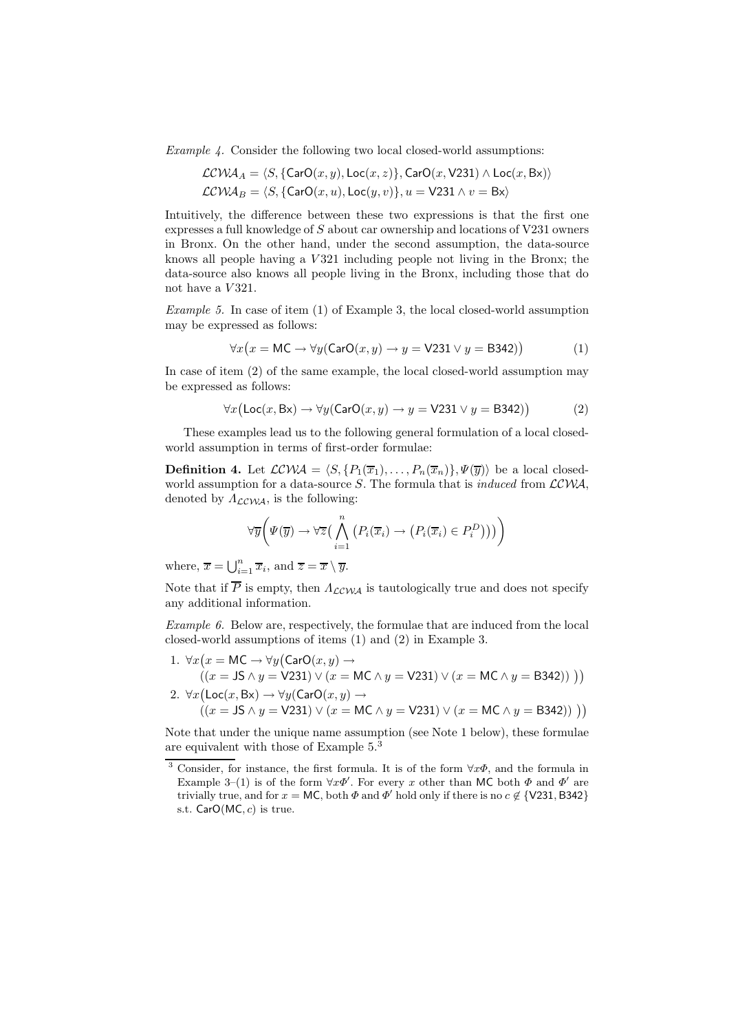*Example 4.* Consider the following two local closed-world assumptions:

$$\mathcal{LCWA}_A = \langle S, \{\mathsf{CarO}(x,y), \mathsf{Loc}(x,z)\}, \mathsf{CarO}(x, \mathsf{V231}) \wedge \mathsf{Loc}(x, \mathsf{Bx})\rangle$$
$$\mathcal{LCWA}_B = \langle S, \{\mathsf{CarO}(x,u), \mathsf{Loc}(y,v)\}, u = \mathsf{V231} \wedge v = \mathsf{Bx}\rangle$$

Intuitively, the difference between these two expressions is that the first one expresses a full knowledge of $S$ about car ownership and locations of V231 owners in Bronx. On the other hand, under the second assumption, the data-source knows all people having a $V321$ including people not living in the Bronx; the data-source also knows all people living in the Bronx, including those that do not have a $V321$.

*Example 5.* In case of item (1) of Example 3, the local closed-world assumption may be expressed as follows:

$$\forall x \big(x = \mathsf{MC} \rightarrow \forall y(\mathsf{CarO}(x,y) \rightarrow y = \mathsf{V231} \vee y = \mathsf{B342})\big) \tag{1}$$

In case of item (2) of the same example, the local closed-world assumption may be expressed as follows:

$$\forall x \big(\mathsf{Loc}(x, \mathsf{Bx}) \rightarrow \forall y(\mathsf{CarO}(x,y) \rightarrow y = \mathsf{V231} \vee y = \mathsf{B342})\big) \tag{2}$$

These examples lead us to the following general formulation of a local closed-world assumption in terms of first-order formulae:

**Definition 4.** Let $\mathcal{LCWA} = \langle S, \{P_1(\overline{x}_1), \ldots, P_n(\overline{x}_n)\}, \Psi(\overline{y})\rangle$ be a local closed-world assumption for a data-source $S$. The formula that is *induced* from $\mathcal{LCWA}$, denoted by $\Lambda_{\mathcal{LCWA}}$, is the following:

$$\forall \overline{y} \Big( \Psi(\overline{y}) \rightarrow \forall \overline{z} \big( \bigwedge_{i=1}^{n} \big(P_i(\overline{x}_i) \rightarrow \big(P_i(\overline{x}_i) \in P_i^D\big)\big)\big)\Big)$$

where, $\overline{x} = \bigcup_{i=1}^{n} \overline{x}_i$, and $\overline{z} = \overline{x} \setminus \overline{y}$.

Note that if $\overline{P}$ is empty, then $\Lambda_{\mathcal{LCWA}}$ is tautologically true and does not specify any additional information.

*Example 6.* Below are, respectively, the formulae that are induced from the local closed-world assumptions of items (1) and (2) in Example 3.

1. $\forall x \big(x = \mathsf{MC} \rightarrow \forall y \big(\mathsf{CarO}(x,y) \rightarrow$
   $((x = \mathsf{JS} \wedge y = \mathsf{V231}) \vee (x = \mathsf{MC} \wedge y = \mathsf{V231}) \vee (x = \mathsf{MC} \wedge y = \mathsf{B342}))\ \big)\big)$
2. $\forall x \big(\mathsf{Loc}(x, \mathsf{Bx}) \rightarrow \forall y \big(\mathsf{CarO}(x,y) \rightarrow$
   $((x = \mathsf{JS} \wedge y = \mathsf{V231}) \vee (x = \mathsf{MC} \wedge y = \mathsf{V231}) \vee (x = \mathsf{MC} \wedge y = \mathsf{B342}))\ \big)\big)$

Note that under the unique name assumption (see Note 1 below), these formulae are equivalent with those of Example 5.[3]

[3] Consider, for instance, the first formula. It is of the form $\forall x \Phi$, and the formula in Example 3–(1) is of the form $\forall x \Phi'$. For every $x$ other than MC both $\Phi$ and $\Phi'$ are trivially true, and for $x = \mathsf{MC}$, both $\Phi$ and $\Phi'$ hold only if there is no $c \notin \{\mathsf{V231}, \mathsf{B342}\}$ s.t. $\mathsf{CarO}(\mathsf{MC}, c)$ is true.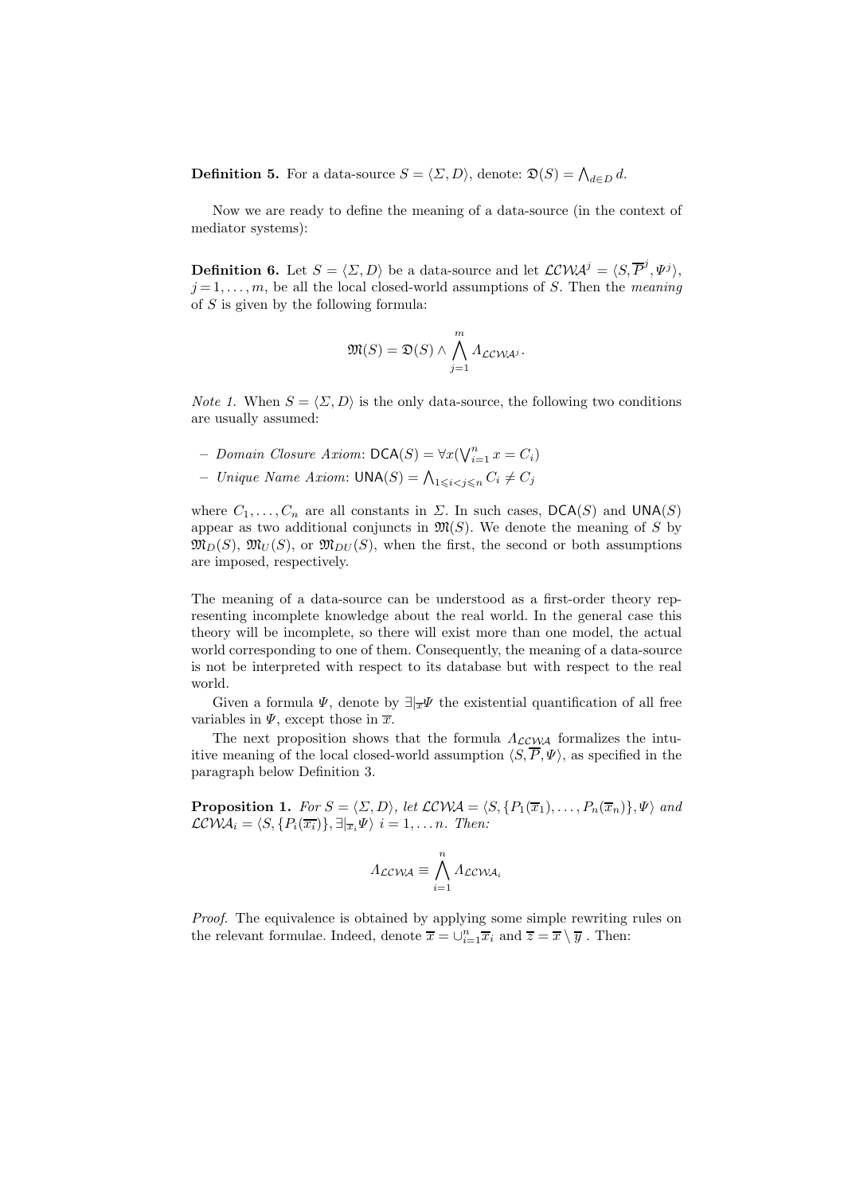**Definition 5.** For a data-source $S = \langle \Sigma, D \rangle$, denote: $\mathfrak{D}(S) = \bigwedge_{d \in D} d$.

Now we are ready to define the meaning of a data-source (in the context of mediator systems):

**Definition 6.** Let $S = \langle \Sigma, D \rangle$ be a data-source and let $\mathcal{LCWA}^j = \langle S, \overline{P}^j, \Psi^j \rangle$, $j = 1, \ldots, m$, be all the local closed-world assumptions of $S$. Then the *meaning* of $S$ is given by the following formula:

$$\mathfrak{M}(S) = \mathfrak{D}(S) \wedge \bigwedge_{j=1}^{m} \Lambda_{\mathcal{LCWA}^j}.$$

*Note 1.* When $S = \langle \Sigma, D \rangle$ is the only data-source, the following two conditions are usually assumed:

- *Domain Closure Axiom*: $\mathsf{DCA}(S) = \forall x (\bigvee_{i=1}^{n} x = C_i)$
- *Unique Name Axiom*: $\mathsf{UNA}(S) = \bigwedge_{1 \leqslant i < j \leqslant n} C_i \neq C_j$

where $C_1, \ldots, C_n$ are all constants in $\Sigma$. In such cases, $\mathsf{DCA}(S)$ and $\mathsf{UNA}(S)$ appear as two additional conjuncts in $\mathfrak{M}(S)$. We denote the meaning of $S$ by $\mathfrak{M}_D(S)$, $\mathfrak{M}_U(S)$, or $\mathfrak{M}_{DU}(S)$, when the first, the second or both assumptions are imposed, respectively.

The meaning of a data-source can be understood as a first-order theory representing incomplete knowledge about the real world. In the general case this theory will be incomplete, so there will exist more than one model, the actual world corresponding to one of them. Consequently, the meaning of a data-source is not be interpreted with respect to its database but with respect to the real world.

Given a formula $\Psi$, denote by $\exists|_{\overline{x}} \Psi$ the existential quantification of all free variables in $\Psi$, except those in $\overline{x}$.

The next proposition shows that the formula $\Lambda_{\mathcal{LCWA}}$ formalizes the intuitive meaning of the local closed-world assumption $\langle S, \overline{P}, \Psi \rangle$, as specified in the paragraph below Definition 3.

**Proposition 1.** *For $S = \langle \Sigma, D \rangle$, let $\mathcal{LCWA} = \langle S, \{P_1(\overline{x}_1), \ldots, P_n(\overline{x}_n)\}, \Psi \rangle$ and $\mathcal{LCWA}_i = \langle S, \{P_i(\overline{x_i})\}, \exists|_{\overline{x}_i} \Psi \rangle$ $i = 1, \ldots n$. Then:*

$$\Lambda_{\mathcal{LCWA}} \equiv \bigwedge_{i=1}^{n} \Lambda_{\mathcal{LCWA}_i}$$

*Proof.* The equivalence is obtained by applying some simple rewriting rules on the relevant formulae. Indeed, denote $\overline{x} = \cup_{i=1}^{n} \overline{x}_i$ and $\overline{z} = \overline{x} \setminus \overline{y}$ . Then: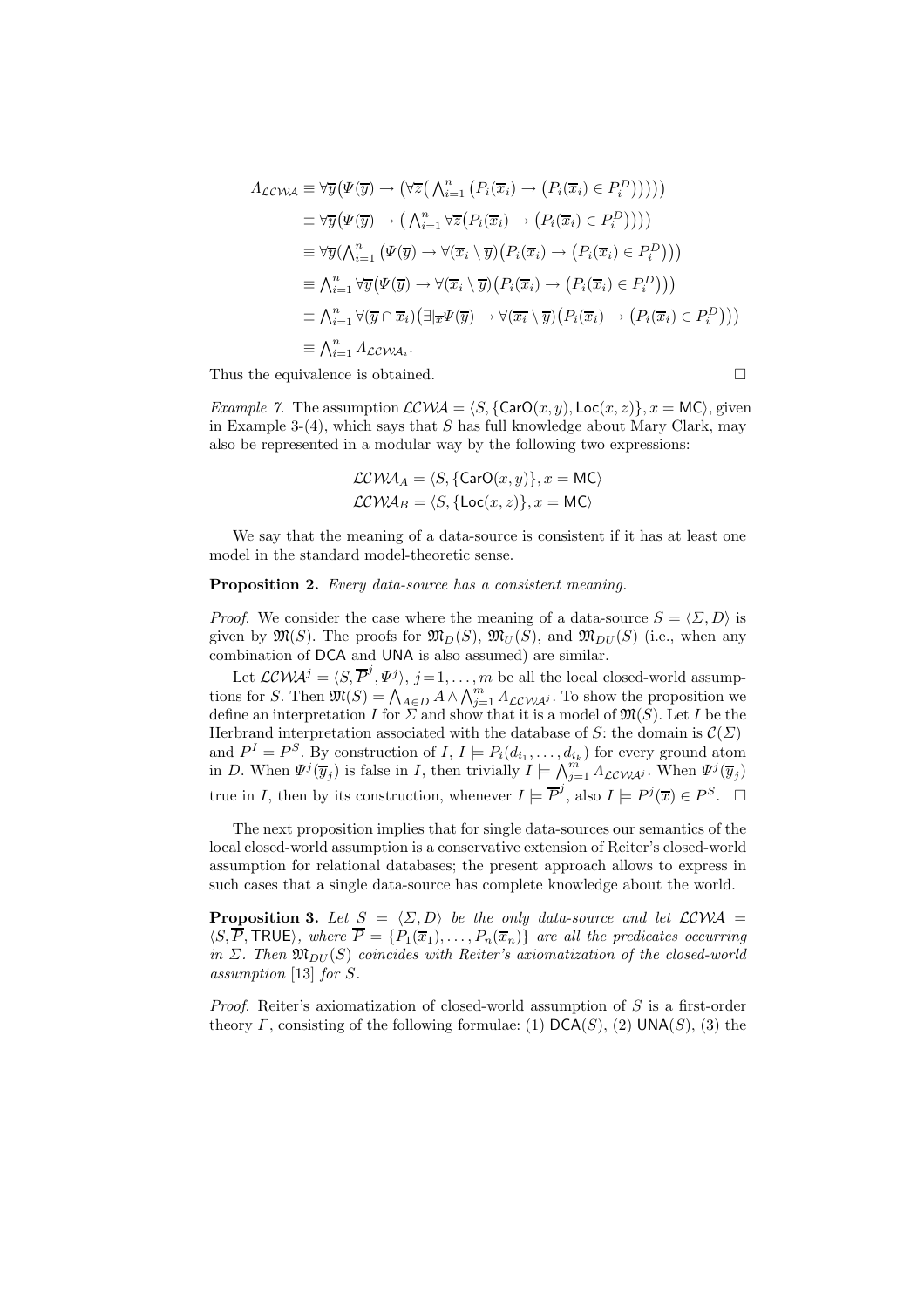$$
\begin{aligned}
\Lambda_{\mathcal{LCWA}} &\equiv \forall \overline{y}\big(\Psi(\overline{y}) \rightarrow \big(\forall \overline{z}\big(\textstyle\bigwedge_{i=1}^{n} \big(P_i(\overline{x}_i) \rightarrow \big(P_i(\overline{x}_i) \in P_i^D\big)\big)\big)\big)\big) \\
&\equiv \forall \overline{y}\big(\Psi(\overline{y}) \rightarrow \big(\textstyle\bigwedge_{i=1}^{n} \forall \overline{z}\big(P_i(\overline{x}_i) \rightarrow \big(P_i(\overline{x}_i) \in P_i^D\big)\big)\big)\big) \\
&\equiv \forall \overline{y}\big(\textstyle\bigwedge_{i=1}^{n} \big(\Psi(\overline{y}) \rightarrow \forall(\overline{x}_i \setminus \overline{y})\big(P_i(\overline{x}_i) \rightarrow \big(P_i(\overline{x}_i) \in P_i^D\big)\big)\big)\big) \\
&\equiv \textstyle\bigwedge_{i=1}^{n} \forall \overline{y}\big(\Psi(\overline{y}) \rightarrow \forall(\overline{x}_i \setminus \overline{y})\big(P_i(\overline{x}_i) \rightarrow \big(P_i(\overline{x}_i) \in P_i^D\big)\big)\big) \\
&\equiv \textstyle\bigwedge_{i=1}^{n} \forall(\overline{y} \cap \overline{x}_i)\big(\exists|_{\overline{x}}\Psi(\overline{y}) \rightarrow \forall(\overline{x_i} \setminus \overline{y})\big(P_i(\overline{x}_i) \rightarrow \big(P_i(\overline{x}_i) \in P_i^D\big)\big)\big) \\
&\equiv \textstyle\bigwedge_{i=1}^{n} \Lambda_{\mathcal{LCWA}_i}.
\end{aligned}
$$

Thus the equivalence is obtained. □

*Example 7.* The assumption $\mathcal{LCWA} = \langle S, \{\mathsf{CarO}(x,y), \mathsf{Loc}(x,z)\}, x = \mathsf{MC}\rangle$, given in Example 3-(4), which says that $S$ has full knowledge about Mary Clark, may also be represented in a modular way by the following two expressions:

$$
\mathcal{LCWA}_A = \langle S, \{\mathsf{CarO}(x,y)\}, x = \mathsf{MC}\rangle
$$
$$
\mathcal{LCWA}_B = \langle S, \{\mathsf{Loc}(x,z)\}, x = \mathsf{MC}\rangle
$$

We say that the meaning of a data-source is consistent if it has at least one model in the standard model-theoretic sense.

**Proposition 2.** *Every data-source has a consistent meaning.*

*Proof.* We consider the case where the meaning of a data-source $S = \langle \Sigma, D\rangle$ is given by $\mathfrak{M}(S)$. The proofs for $\mathfrak{M}_D(S)$, $\mathfrak{M}_U(S)$, and $\mathfrak{M}_{DU}(S)$ (i.e., when any combination of DCA and UNA is also assumed) are similar.

Let $\mathcal{LCWA}^j = \langle S, \overline{P}^j, \Psi^j\rangle$, $j = 1,\ldots,m$ be all the local closed-world assumptions for $S$. Then $\mathfrak{M}(S) = \bigwedge_{A\in D} A \wedge \bigwedge_{j=1}^{m} \Lambda_{\mathcal{LCWA}^j}$. To show the proposition we define an interpretation $I$ for $\Sigma$ and show that it is a model of $\mathfrak{M}(S)$. Let $I$ be the Herbrand interpretation associated with the database of $S$: the domain is $\mathcal{C}(\Sigma)$ and $P^I = P^S$. By construction of $I$, $I \models P_i(d_{i_1},\ldots,d_{i_k})$ for every ground atom in $D$. When $\Psi^j(\overline{y}_j)$ is false in $I$, then trivially $I \models \bigwedge_{j=1}^{m} \Lambda_{\mathcal{LCWA}^j}$. When $\Psi^j(\overline{y}_j)$ true in $I$, then by its construction, whenever $I \models \overline{P}^j$, also $I \models P^j(\overline{x}) \in P^S$. □

The next proposition implies that for single data-sources our semantics of the local closed-world assumption is a conservative extension of Reiter's closed-world assumption for relational databases; the present approach allows to express in such cases that a single data-source has complete knowledge about the world.

**Proposition 3.** *Let $S = \langle \Sigma, D\rangle$ be the only data-source and let $\mathcal{LCWA} = \langle S, \overline{P}, \mathsf{TRUE}\rangle$, where $\overline{P} = \{P_1(\overline{x}_1),\ldots,P_n(\overline{x}_n)\}$ are all the predicates occurring in $\Sigma$. Then $\mathfrak{M}_{DU}(S)$ coincides with Reiter's axiomatization of the closed-world assumption* [13] *for $S$.*

*Proof.* Reiter's axiomatization of closed-world assumption of $S$ is a first-order theory $\Gamma$, consisting of the following formulae: (1) $\mathsf{DCA}(S)$, (2) $\mathsf{UNA}(S)$, (3) the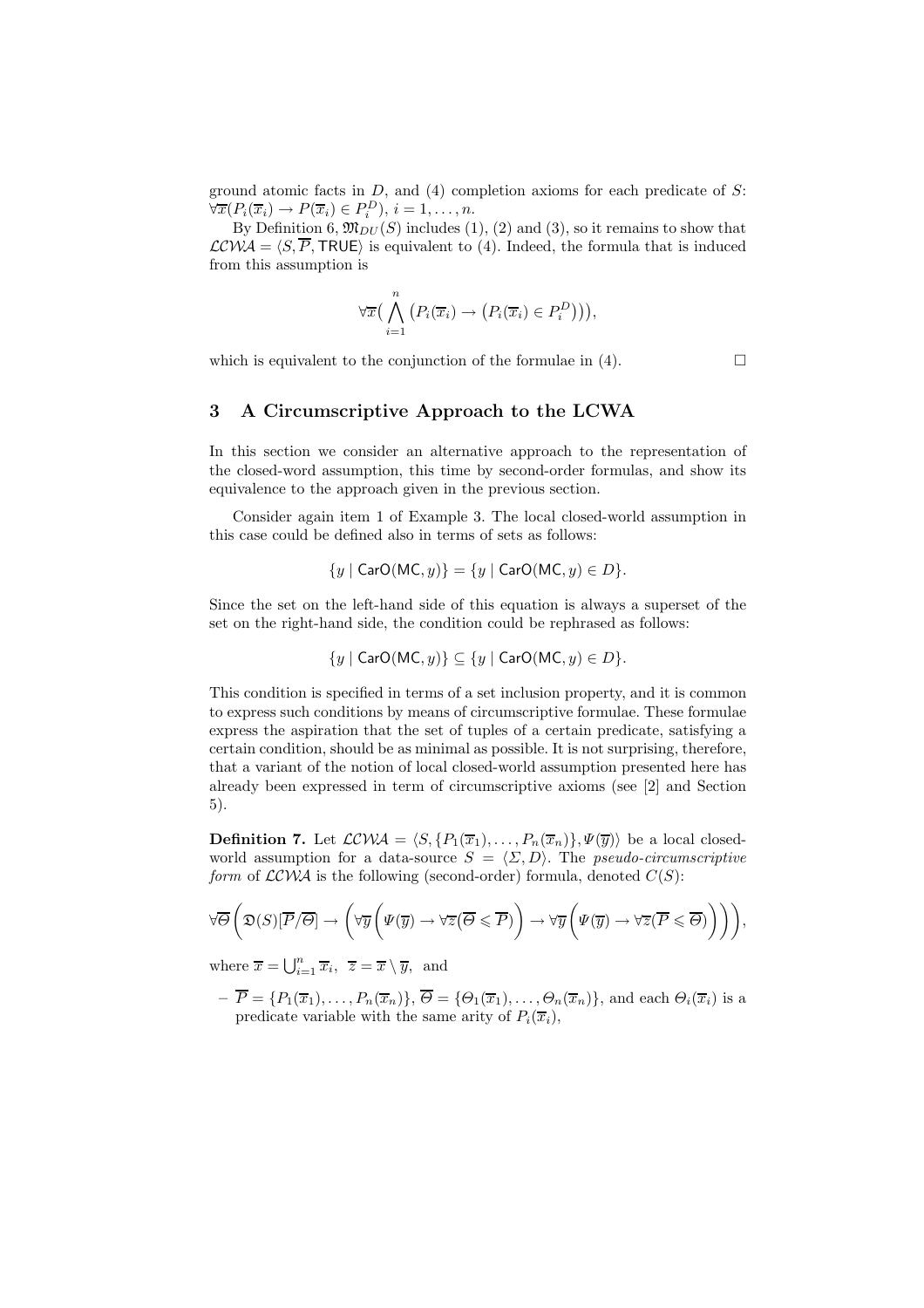ground atomic facts in $D$, and (4) completion axioms for each predicate of $S$: $\forall \overline{x}(P_i(\overline{x}_i) \rightarrow P(\overline{x}_i) \in P_i^D)$, $i = 1, \ldots, n$.

By Definition 6, $\mathfrak{M}_{DU}(S)$ includes (1), (2) and (3), so it remains to show that $\mathcal{LCWA} = \langle S, \overline{P}, \mathsf{TRUE} \rangle$ is equivalent to (4). Indeed, the formula that is induced from this assumption is

$$\forall \overline{x}\Big( \bigwedge_{i=1}^{n} \big(P_i(\overline{x}_i) \rightarrow \big(P_i(\overline{x}_i) \in P_i^D\big)\big)\Big),$$

which is equivalent to the conjunction of the formulae in (4). □

## 3 A Circumscriptive Approach to the LCWA

In this section we consider an alternative approach to the representation of the closed-word assumption, this time by second-order formulas, and show its equivalence to the approach given in the previous section.

Consider again item 1 of Example 3. The local closed-world assumption in this case could be defined also in terms of sets as follows:

$$\{y \mid \mathsf{CarO}(\mathsf{MC}, y)\} = \{y \mid \mathsf{CarO}(\mathsf{MC}, y) \in D\}.$$

Since the set on the left-hand side of this equation is always a superset of the set on the right-hand side, the condition could be rephrased as follows:

$$\{y \mid \mathsf{CarO}(\mathsf{MC}, y)\} \subseteq \{y \mid \mathsf{CarO}(\mathsf{MC}, y) \in D\}.$$

This condition is specified in terms of a set inclusion property, and it is common to express such conditions by means of circumscriptive formulae. These formulae express the aspiration that the set of tuples of a certain predicate, satisfying a certain condition, should be as minimal as possible. It is not surprising, therefore, that a variant of the notion of local closed-world assumption presented here has already been expressed in term of circumscriptive axioms (see [2] and Section 5).

**Definition 7.** Let $\mathcal{LCWA} = \langle S, \{P_1(\overline{x}_1), \ldots, P_n(\overline{x}_n)\}, \Psi(\overline{y}) \rangle$ be a local closed-world assumption for a data-source $S = \langle \Sigma, D \rangle$. The *pseudo-circumscriptive form* of $\mathcal{LCWA}$ is the following (second-order) formula, denoted $C(S)$:

$$\forall \overline{\Theta}\left( \mathfrak{D}(S)[\overline{P}/\overline{\Theta}] \rightarrow \left( \forall \overline{y}\left( \Psi(\overline{y}) \rightarrow \forall \overline{z}(\overline{\Theta} \leqslant \overline{P}) \right) \rightarrow \forall \overline{y}\left( \Psi(\overline{y}) \rightarrow \forall \overline{z}(\overline{P} \leqslant \overline{\Theta}) \right) \right) \right),$$

where $\overline{x} = \bigcup_{i=1}^{n} \overline{x}_i$, $\overline{z} = \overline{x} \setminus \overline{y}$, and

- $\overline{P} = \{P_1(\overline{x}_1), \ldots, P_n(\overline{x}_n)\}$, $\overline{\Theta} = \{\Theta_1(\overline{x}_1), \ldots, \Theta_n(\overline{x}_n)\}$, and each $\Theta_i(\overline{x}_i)$ is a predicate variable with the same arity of $P_i(\overline{x}_i)$,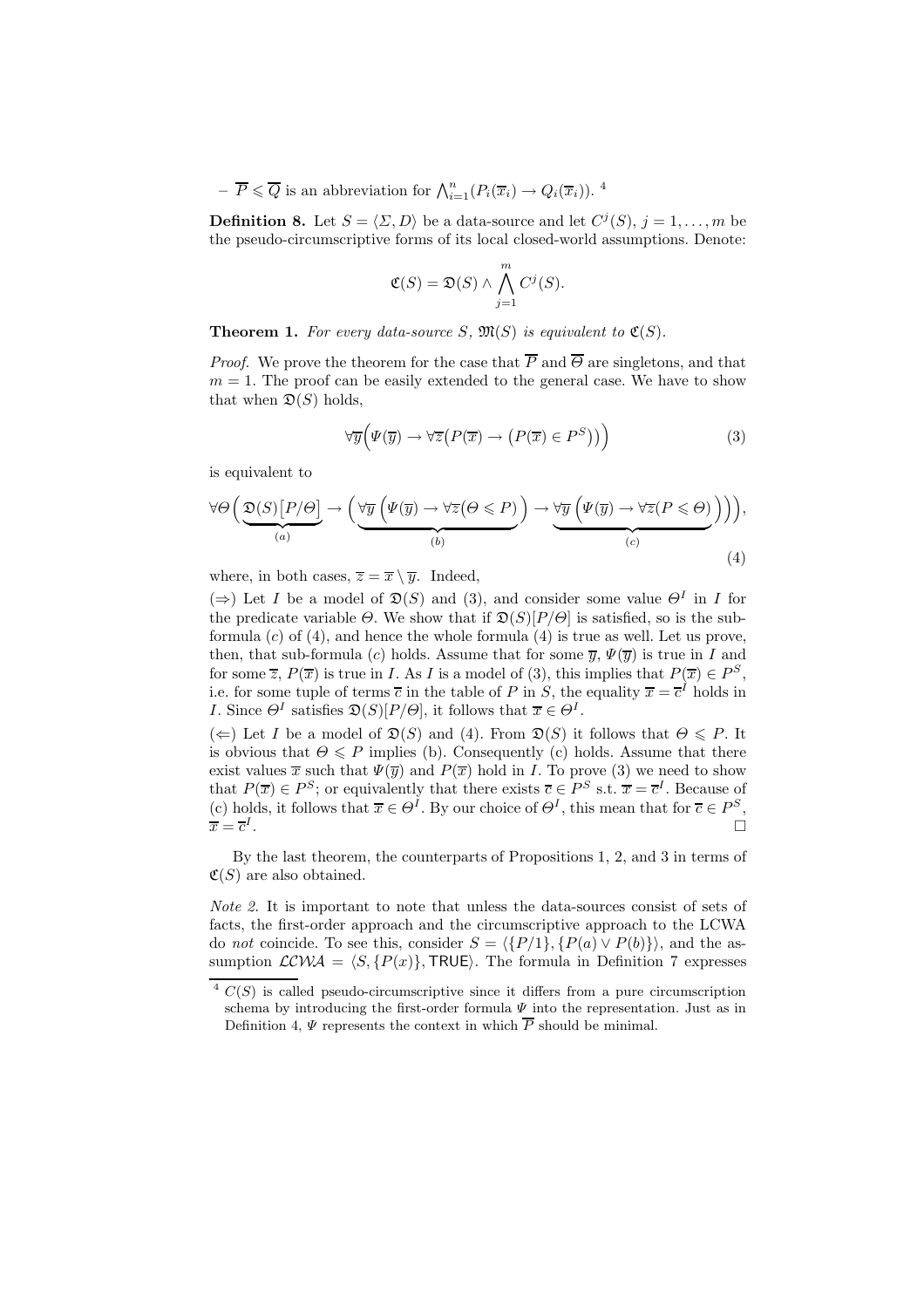- $\overline{P} \leqslant \overline{Q}$ is an abbreviation for $\bigwedge_{i=1}^{n}(P_i(\overline{x}_i) \to Q_i(\overline{x}_i))$. [4]

**Definition 8.** Let $S = \langle \Sigma, D \rangle$ be a data-source and let $C^j(S)$, $j = 1, \ldots, m$ be the pseudo-circumscriptive forms of its local closed-world assumptions. Denote:

$$\mathfrak{C}(S) = \mathfrak{D}(S) \wedge \bigwedge_{j=1}^{m} C^j(S).$$

**Theorem 1.** *For every data-source $S$, $\mathfrak{M}(S)$ is equivalent to $\mathfrak{C}(S)$.*

*Proof.* We prove the theorem for the case that $\overline{P}$ and $\overline{\Theta}$ are singletons, and that $m = 1$. The proof can be easily extended to the general case. We have to show that when $\mathfrak{D}(S)$ holds,

$$\forall \overline{y}\Big(\Psi(\overline{y}) \to \forall \overline{z}\big(P(\overline{x}) \to \big(P(\overline{x}) \in P^S\big)\big)\Big) \tag{3}$$

is equivalent to

$$\forall \Theta\Big(\underbrace{\mathfrak{D}(S)\big[P/\Theta\big]}_{(a)} \to \Big(\underbrace{\forall \overline{y}\,\Big(\Psi(\overline{y}) \to \forall \overline{z}\big(\Theta \leqslant P\big)\Big)}_{(b)} \to \underbrace{\forall \overline{y}\,\Big(\Psi(\overline{y}) \to \forall \overline{z}(P \leqslant \Theta)\Big)}_{(c)}\Big)\Big), \tag{4}$$

where, in both cases, $\overline{z} = \overline{x} \setminus \overline{y}$. Indeed,

($\Rightarrow$) Let $I$ be a model of $\mathfrak{D}(S)$ and (3), and consider some value $\Theta^I$ in $I$ for the predicate variable $\Theta$. We show that if $\mathfrak{D}(S)[P/\Theta]$ is satisfied, so is the sub-formula $(c)$ of (4), and hence the whole formula (4) is true as well. Let us prove, then, that sub-formula $(c)$ holds. Assume that for some $\overline{y}$, $\Psi(\overline{y})$ is true in $I$ and for some $\overline{z}$, $P(\overline{x})$ is true in $I$. As $I$ is a model of (3), this implies that $P(\overline{x}) \in P^S$, i.e. for some tuple of terms $\overline{c}$ in the table of $P$ in $S$, the equality $\overline{x} = \overline{c}^I$ holds in $I$. Since $\Theta^I$ satisfies $\mathfrak{D}(S)[P/\Theta]$, it follows that $\overline{x} \in \Theta^I$.

($\Leftarrow$) Let $I$ be a model of $\mathfrak{D}(S)$ and (4). From $\mathfrak{D}(S)$ it follows that $\Theta \leqslant P$. It is obvious that $\Theta \leqslant P$ implies (b). Consequently (c) holds. Assume that there exist values $\overline{x}$ such that $\Psi(\overline{y})$ and $P(\overline{x})$ hold in $I$. To prove (3) we need to show that $P(\overline{x}) \in P^S$; or equivalently that there exists $\overline{c} \in P^S$ s.t. $\overline{x} = \overline{c}^I$. Because of (c) holds, it follows that $\overline{x} \in \Theta^I$. By our choice of $\Theta^I$, this mean that for $\overline{c} \in P^S$, $\overline{x} = \overline{c}^I$. □

By the last theorem, the counterparts of Propositions 1, 2, and 3 in terms of $\mathfrak{C}(S)$ are also obtained.

*Note 2.* It is important to note that unless the data-sources consist of sets of facts, the first-order approach and the circumscriptive approach to the LCWA do *not* coincide. To see this, consider $S = \langle \{P/1\}, \{P(a) \vee P(b)\} \rangle$, and the assumption $\mathcal{LCWA} = \langle S, \{P(x)\}, \mathsf{TRUE} \rangle$. The formula in Definition 7 expresses

[4] $C(S)$ is called pseudo-circumscriptive since it differs from a pure circumscription schema by introducing the first-order formula $\Psi$ into the representation. Just as in Definition 4, $\Psi$ represents the context in which $\overline{P}$ should be minimal.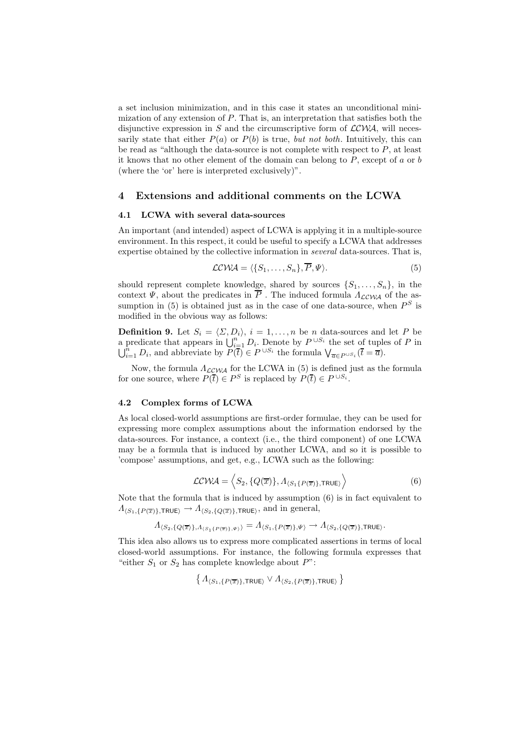a set inclusion minimization, and in this case it states an unconditional minimization of any extension of $P$. That is, an interpretation that satisfies both the disjunctive expression in $S$ and the circumscriptive form of $\mathcal{LCWA}$, will necessarily state that either $P(a)$ or $P(b)$ is true, *but not both*. Intuitively, this can be read as "although the data-source is not complete with respect to $P$, at least it knows that no other element of the domain can belong to $P$, except of $a$ or $b$ (where the 'or' here is interpreted exclusively)".

## 4 Extensions and additional comments on the LCWA

### 4.1 LCWA with several data-sources

An important (and intended) aspect of LCWA is applying it in a multiple-source environment. In this respect, it could be useful to specify a LCWA that addresses expertise obtained by the collective information in *several* data-sources. That is,

$$\mathcal{LCWA} = \langle \{S_1, \ldots, S_n\}, \overline{P}, \Psi \rangle. \tag{5}$$

should represent complete knowledge, shared by sources $\{S_1, \ldots, S_n\}$, in the context $\Psi$, about the predicates in $\overline{P}$ . The induced formula $\Lambda_{\mathcal{LCWA}}$ of the assumption in (5) is obtained just as in the case of one data-source, when $P^S$ is modified in the obvious way as follows:

**Definition 9.** Let $S_i = \langle \Sigma, D_i \rangle$, $i = 1, \ldots, n$ be $n$ data-sources and let $P$ be a predicate that appears in $\bigcup_{i=1}^{n} D_i$. Denote by $P^{\cup S_i}$ the set of tuples of $P$ in $\bigcup_{i=1}^{n} D_i$, and abbreviate by $P(\overline{t}) \in P^{\cup S_i}$ the formula $\bigvee_{\overline{a} \in P^{\cup S_i}} (\overline{t} = \overline{a})$.

Now, the formula $\Lambda_{\mathcal{LCWA}}$ for the LCWA in (5) is defined just as the formula for one source, where $P(\overline{t}) \in P^S$ is replaced by $P(\overline{t}) \in P^{\cup S_i}$.

### 4.2 Complex forms of LCWA

As local closed-world assumptions are first-order formulae, they can be used for expressing more complex assumptions about the information endorsed by the data-sources. For instance, a context (i.e., the third component) of one LCWA may be a formula that is induced by another LCWA, and so it is possible to 'compose' assumptions, and get, e.g., LCWA such as the following:

$$\mathcal{LCWA} = \left\langle S_2, \{Q(\overline{x})\}, \Lambda_{\langle S_1 \{P(\overline{x})\}, \mathsf{TRUE} \rangle} \right\rangle \tag{6}$$

Note that the formula that is induced by assumption (6) is in fact equivalent to $\Lambda_{\langle S_1, \{P(\overline{x})\}, \mathsf{TRUE} \rangle} \rightarrow \Lambda_{\langle S_2, \{Q(\overline{x})\}, \mathsf{TRUE} \rangle}$, and in general,

$$\Lambda_{\langle S_2, \{Q(\overline{x})\}, \Lambda_{\langle S_1 \{P(\overline{x})\}, \Psi \rangle} \rangle} = \Lambda_{\langle S_1, \{P(\overline{x})\}, \Psi \rangle} \rightarrow \Lambda_{\langle S_2, \{Q(\overline{x})\}, \mathsf{TRUE} \rangle}.$$

This idea also allows us to express more complicated assertions in terms of local closed-world assumptions. For instance, the following formula expresses that "either $S_1$ or $S_2$ has complete knowledge about $P$":

$$\left\{ \Lambda_{\langle S_1, \{P(\overline{x})\}, \mathsf{TRUE} \rangle} \vee \Lambda_{\langle S_2, \{P(\overline{x})\}, \mathsf{TRUE} \rangle} \right\}$$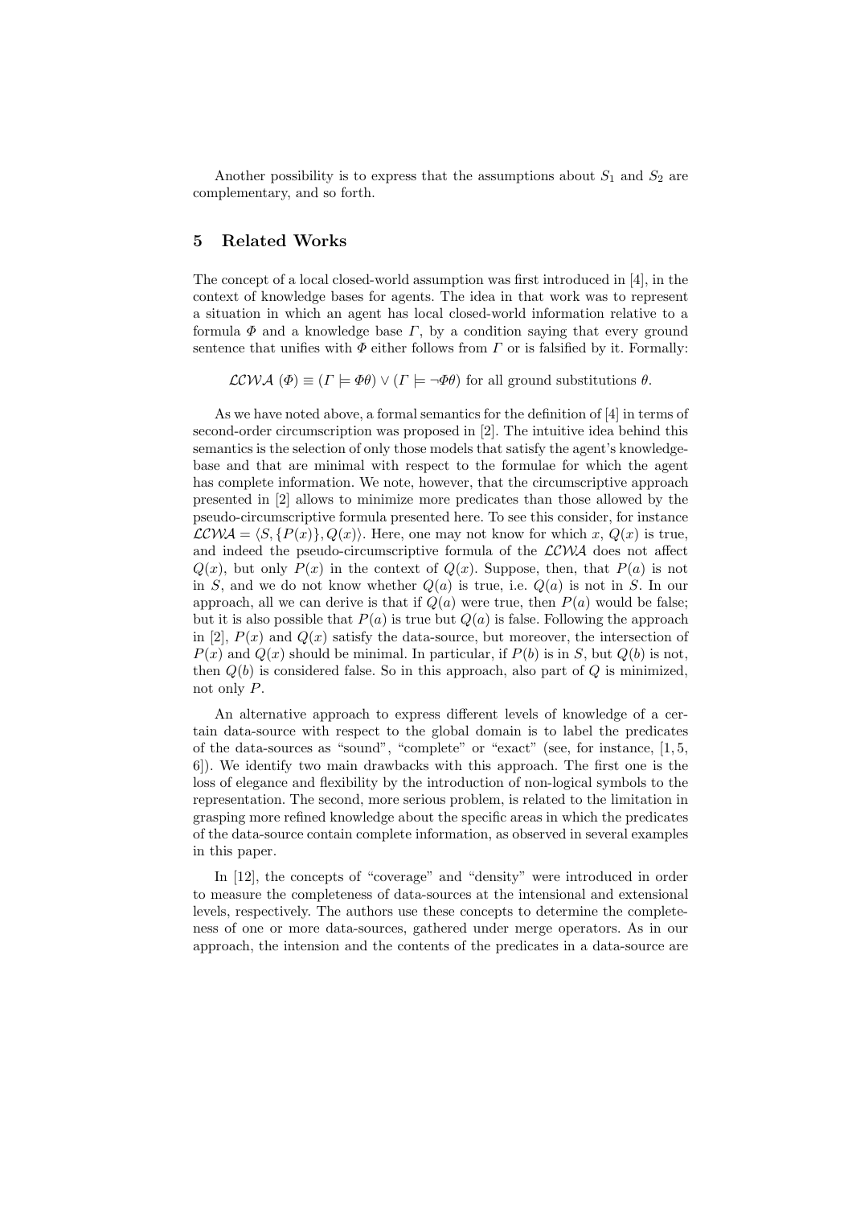Another possibility is to express that the assumptions about $S_1$ and $S_2$ are complementary, and so forth.

## 5 Related Works

The concept of a local closed-world assumption was first introduced in [4], in the context of knowledge bases for agents. The idea in that work was to represent a situation in which an agent has local closed-world information relative to a formula $\Phi$ and a knowledge base $\Gamma$, by a condition saying that every ground sentence that unifies with $\Phi$ either follows from $\Gamma$ or is falsified by it. Formally:

$$\mathcal{LCWA}\ (\Phi) \equiv (\Gamma \models \Phi\theta) \vee (\Gamma \models \neg\Phi\theta) \text{ for all ground substitutions } \theta.$$

As we have noted above, a formal semantics for the definition of [4] in terms of second-order circumscription was proposed in [2]. The intuitive idea behind this semantics is the selection of only those models that satisfy the agent's knowledge-base and that are minimal with respect to the formulae for which the agent has complete information. We note, however, that the circumscriptive approach presented in [2] allows to minimize more predicates than those allowed by the pseudo-circumscriptive formula presented here. To see this consider, for instance $\mathcal{LCWA} = \langle S, \{P(x)\}, Q(x)\rangle$. Here, one may not know for which $x$, $Q(x)$ is true, and indeed the pseudo-circumscriptive formula of the $\mathcal{LCWA}$ does not affect $Q(x)$, but only $P(x)$ in the context of $Q(x)$. Suppose, then, that $P(a)$ is not in $S$, and we do not know whether $Q(a)$ is true, i.e. $Q(a)$ is not in $S$. In our approach, all we can derive is that if $Q(a)$ were true, then $P(a)$ would be false; but it is also possible that $P(a)$ is true but $Q(a)$ is false. Following the approach in [2], $P(x)$ and $Q(x)$ satisfy the data-source, but moreover, the intersection of $P(x)$ and $Q(x)$ should be minimal. In particular, if $P(b)$ is in $S$, but $Q(b)$ is not, then $Q(b)$ is considered false. So in this approach, also part of $Q$ is minimized, not only $P$.

An alternative approach to express different levels of knowledge of a certain data-source with respect to the global domain is to label the predicates of the data-sources as "sound", "complete" or "exact" (see, for instance, [1, 5, 6]). We identify two main drawbacks with this approach. The first one is the loss of elegance and flexibility by the introduction of non-logical symbols to the representation. The second, more serious problem, is related to the limitation in grasping more refined knowledge about the specific areas in which the predicates of the data-source contain complete information, as observed in several examples in this paper.

In [12], the concepts of "coverage" and "density" were introduced in order to measure the completeness of data-sources at the intensional and extensional levels, respectively. The authors use these concepts to determine the completeness of one or more data-sources, gathered under merge operators. As in our approach, the intension and the contents of the predicates in a data-source are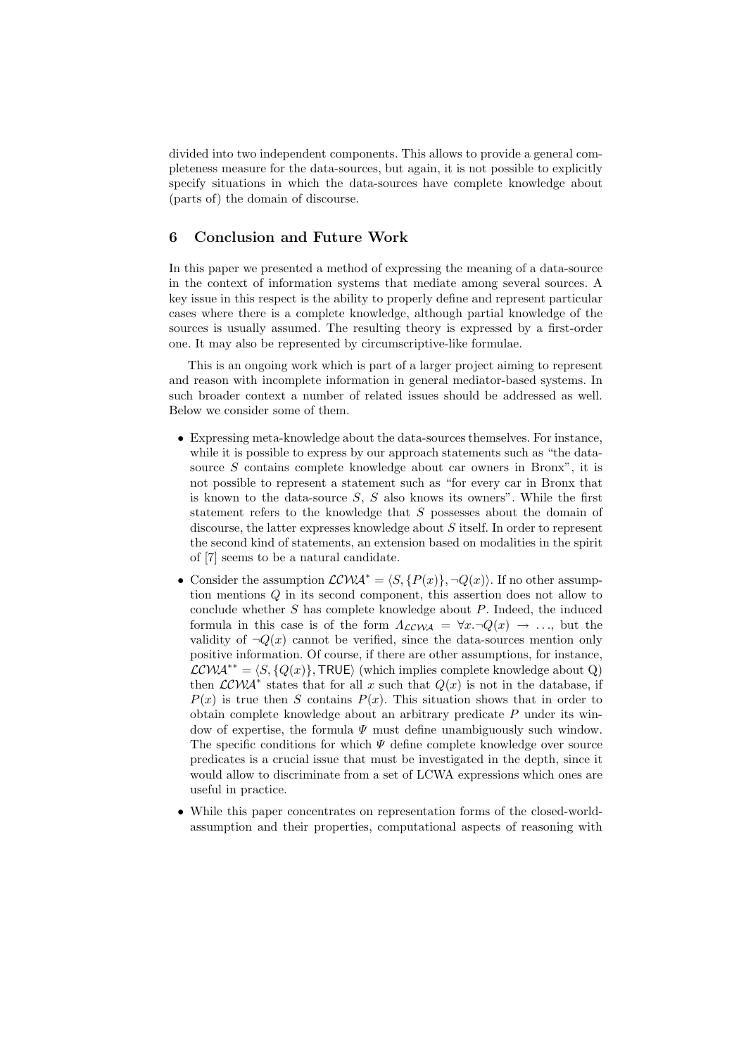divided into two independent components. This allows to provide a general completeness measure for the data-sources, but again, it is not possible to explicitly specify situations in which the data-sources have complete knowledge about (parts of) the domain of discourse.

## 6 Conclusion and Future Work

In this paper we presented a method of expressing the meaning of a data-source in the context of information systems that mediate among several sources. A key issue in this respect is the ability to properly define and represent particular cases where there is a complete knowledge, although partial knowledge of the sources is usually assumed. The resulting theory is expressed by a first-order one. It may also be represented by circumscriptive-like formulae.

This is an ongoing work which is part of a larger project aiming to represent and reason with incomplete information in general mediator-based systems. In such broader context a number of related issues should be addressed as well. Below we consider some of them.

- Expressing meta-knowledge about the data-sources themselves. For instance, while it is possible to express by our approach statements such as "the data-source $S$ contains complete knowledge about car owners in Bronx", it is not possible to represent a statement such as "for every car in Bronx that is known to the data-source $S$, $S$ also knows its owners". While the first statement refers to the knowledge that $S$ possesses about the domain of discourse, the latter expresses knowledge about $S$ itself. In order to represent the second kind of statements, an extension based on modalities in the spirit of [7] seems to be a natural candidate.
- Consider the assumption $\mathcal{LCWA}^* = \langle S, \{P(x)\}, \neg Q(x) \rangle$. If no other assumption mentions $Q$ in its second component, this assertion does not allow to conclude whether $S$ has complete knowledge about $P$. Indeed, the induced formula in this case is of the form $\Lambda_{\mathcal{LCWA}} = \forall x. \neg Q(x) \rightarrow \ldots$, but the validity of $\neg Q(x)$ cannot be verified, since the data-sources mention only positive information. Of course, if there are other assumptions, for instance, $\mathcal{LCWA}^{**} = \langle S, \{Q(x)\}, \mathsf{TRUE} \rangle$ (which implies complete knowledge about Q) then $\mathcal{LCWA}^*$ states that for all $x$ such that $Q(x)$ is not in the database, if $P(x)$ is true then $S$ contains $P(x)$. This situation shows that in order to obtain complete knowledge about an arbitrary predicate $P$ under its window of expertise, the formula $\Psi$ must define unambiguously such window. The specific conditions for which $\Psi$ define complete knowledge over source predicates is a crucial issue that must be investigated in the depth, since it would allow to discriminate from a set of LCWA expressions which ones are useful in practice.
- While this paper concentrates on representation forms of the closed-world-assumption and their properties, computational aspects of reasoning with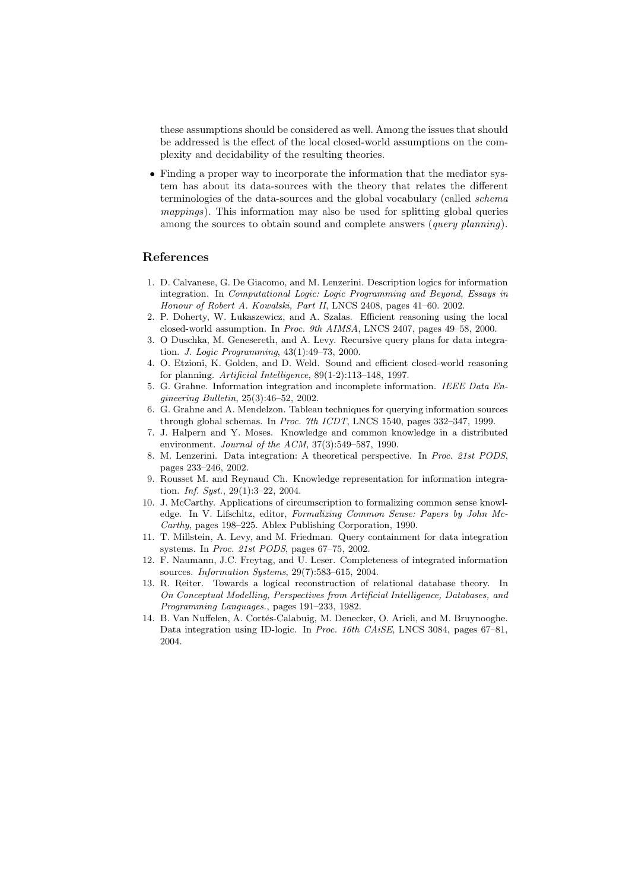these assumptions should be considered as well. Among the issues that should be addressed is the effect of the local closed-world assumptions on the complexity and decidability of the resulting theories.

- Finding a proper way to incorporate the information that the mediator system has about its data-sources with the theory that relates the different terminologies of the data-sources and the global vocabulary (called *schema mappings*). This information may also be used for splitting global queries among the sources to obtain sound and complete answers (*query planning*).

## References

1. D. Calvanese, G. De Giacomo, and M. Lenzerini. Description logics for information integration. In *Computational Logic: Logic Programming and Beyond, Essays in Honour of Robert A. Kowalski, Part II*, LNCS 2408, pages 41–60. 2002.
2. P. Doherty, W. Łukaszewicz, and A. Szalas. Efficient reasoning using the local closed-world assumption. In *Proc. 9th AIMSA*, LNCS 2407, pages 49–58, 2000.
3. O Duschka, M. Genesereth, and A. Levy. Recursive query plans for data integration. *J. Logic Programming*, 43(1):49–73, 2000.
4. O. Etzioni, K. Golden, and D. Weld. Sound and efficient closed-world reasoning for planning. *Artificial Intelligence*, 89(1-2):113–148, 1997.
5. G. Grahne. Information integration and incomplete information. *IEEE Data Engineering Bulletin*, 25(3):46–52, 2002.
6. G. Grahne and A. Mendelzon. Tableau techniques for querying information sources through global schemas. In *Proc. 7th ICDT*, LNCS 1540, pages 332–347, 1999.
7. J. Halpern and Y. Moses. Knowledge and common knowledge in a distributed environment. *Journal of the ACM*, 37(3):549–587, 1990.
8. M. Lenzerini. Data integration: A theoretical perspective. In *Proc. 21st PODS*, pages 233–246, 2002.
9. Rousset M. and Reynaud Ch. Knowledge representation for information integration. *Inf. Syst.*, 29(1):3–22, 2004.
10. J. McCarthy. Applications of circumscription to formalizing common sense knowledge. In V. Lifschitz, editor, *Formalizing Common Sense: Papers by John McCarthy*, pages 198–225. Ablex Publishing Corporation, 1990.
11. T. Millstein, A. Levy, and M. Friedman. Query containment for data integration systems. In *Proc. 21st PODS*, pages 67–75, 2002.
12. F. Naumann, J.C. Freytag, and U. Leser. Completeness of integrated information sources. *Information Systems*, 29(7):583–615, 2004.
13. R. Reiter. Towards a logical reconstruction of relational database theory. In *On Conceptual Modelling, Perspectives from Artificial Intelligence, Databases, and Programming Languages.*, pages 191–233, 1982.
14. B. Van Nuffelen, A. Cortés-Calabuig, M. Denecker, O. Arieli, and M. Bruynooghe. Data integration using ID-logic. In *Proc. 16th CAiSE*, LNCS 3084, pages 67–81, 2004.